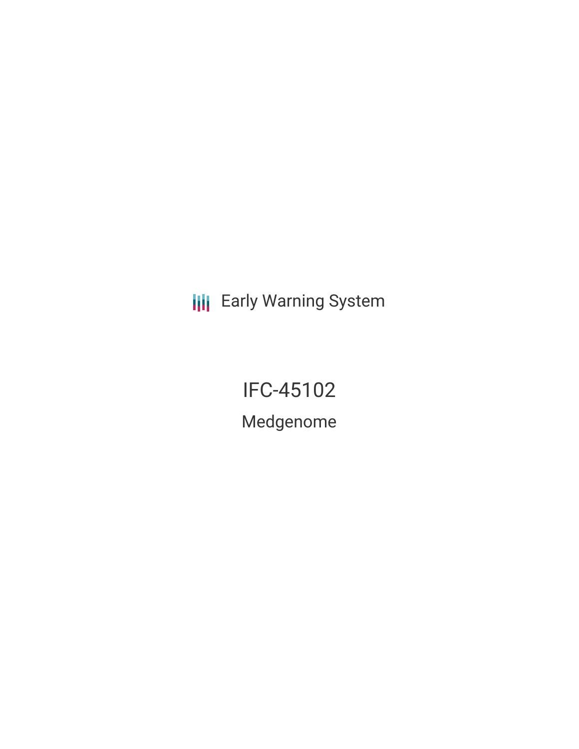Early Warning System

# IFC-45102

## Medgenome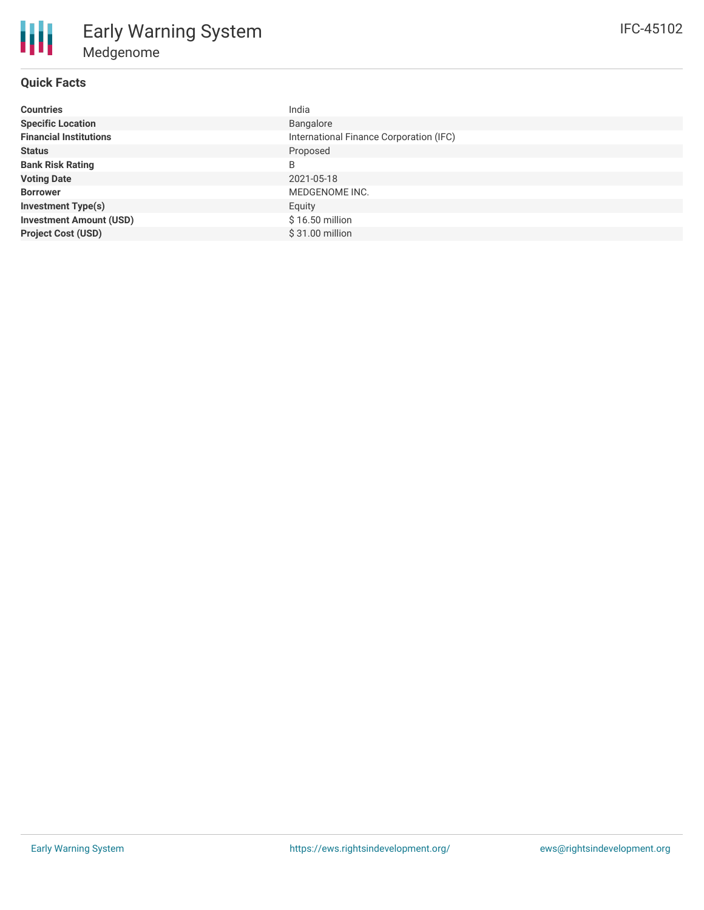# Early Warning System

## Medgenome

IFC-45102

### Quick Facts

| | |
|---|---|
| **Countries** | India |
| **Specific Location** | Bangalore |
| **Financial Institutions** | International Finance Corporation (IFC) |
| **Status** | Proposed |
| **Bank Risk Rating** | B |
| **Voting Date** | 2021-05-18 |
| **Borrower** | MEDGENOME INC. |
| **Investment Type(s)** | Equity |
| **Investment Amount (USD)** | $ 16.50 million |
| **Project Cost (USD)** | $ 31.00 million |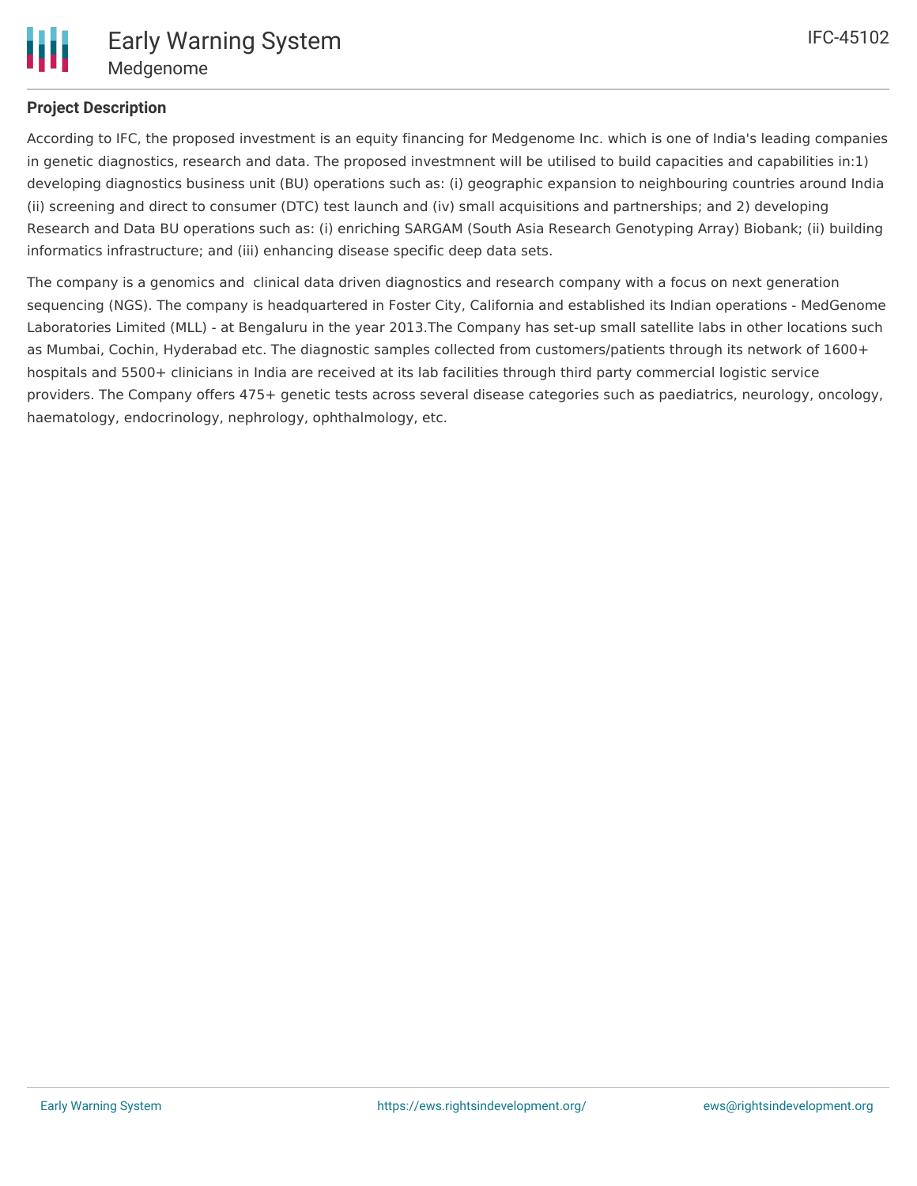## Project Description

According to IFC, the proposed investment is an equity financing for Medgenome Inc. which is one of India's leading companies in genetic diagnostics, research and data. The proposed investmnent will be utilised to build capacities and capabilities in:1) developing diagnostics business unit (BU) operations such as: (i) geographic expansion to neighbouring countries around India (ii) screening and direct to consumer (DTC) test launch and (iv) small acquisitions and partnerships; and 2) developing Research and Data BU operations such as: (i) enriching SARGAM (South Asia Research Genotyping Array) Biobank; (ii) building informatics infrastructure; and (iii) enhancing disease specific deep data sets.

The company is a genomics and clinical data driven diagnostics and research company with a focus on next generation sequencing (NGS). The company is headquartered in Foster City, California and established its Indian operations - MedGenome Laboratories Limited (MLL) - at Bengaluru in the year 2013.The Company has set-up small satellite labs in other locations such as Mumbai, Cochin, Hyderabad etc. The diagnostic samples collected from customers/patients through its network of 1600+ hospitals and 5500+ clinicians in India are received at its lab facilities through third party commercial logistic service providers. The Company offers 475+ genetic tests across several disease categories such as paediatrics, neurology, oncology, haematology, endocrinology, nephrology, ophthalmology, etc.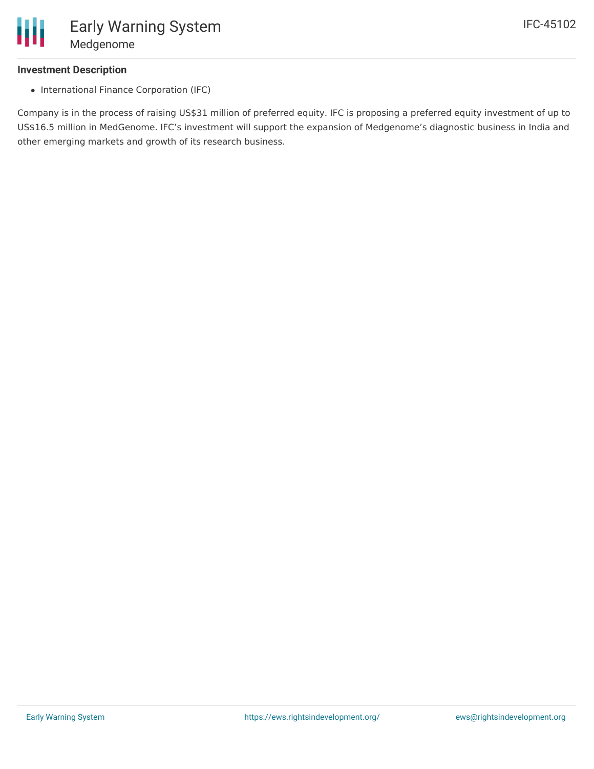## Investment Description

- International Finance Corporation (IFC)

Company is in the process of raising US$31 million of preferred equity. IFC is proposing a preferred equity investment of up to US$16.5 million in MedGenome. IFC's investment will support the expansion of Medgenome's diagnostic business in India and other emerging markets and growth of its research business.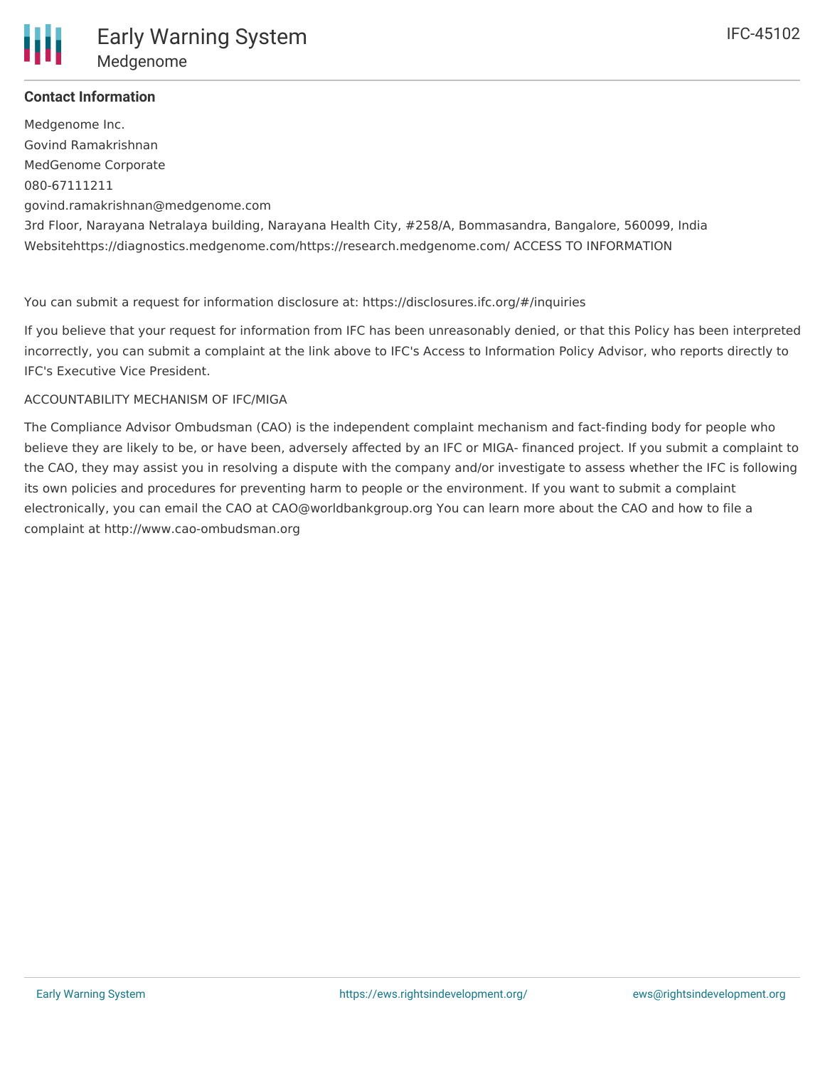**Contact Information**

Medgenome Inc.
Govind Ramakrishnan
MedGenome Corporate
080-67111211
govind.ramakrishnan@medgenome.com
3rd Floor, Narayana Netralaya building, Narayana Health City, #258/A, Bommasandra, Bangalore, 560099, India
Websitehttps://diagnostics.medgenome.com/https://research.medgenome.com/ ACCESS TO INFORMATION

You can submit a request for information disclosure at: https://disclosures.ifc.org/#/inquiries

If you believe that your request for information from IFC has been unreasonably denied, or that this Policy has been interpreted incorrectly, you can submit a complaint at the link above to IFC's Access to Information Policy Advisor, who reports directly to IFC's Executive Vice President.

ACCOUNTABILITY MECHANISM OF IFC/MIGA

The Compliance Advisor Ombudsman (CAO) is the independent complaint mechanism and fact-finding body for people who believe they are likely to be, or have been, adversely affected by an IFC or MIGA- financed project. If you submit a complaint to the CAO, they may assist you in resolving a dispute with the company and/or investigate to assess whether the IFC is following its own policies and procedures for preventing harm to people or the environment. If you want to submit a complaint electronically, you can email the CAO at CAO@worldbankgroup.org You can learn more about the CAO and how to file a complaint at http://www.cao-ombudsman.org